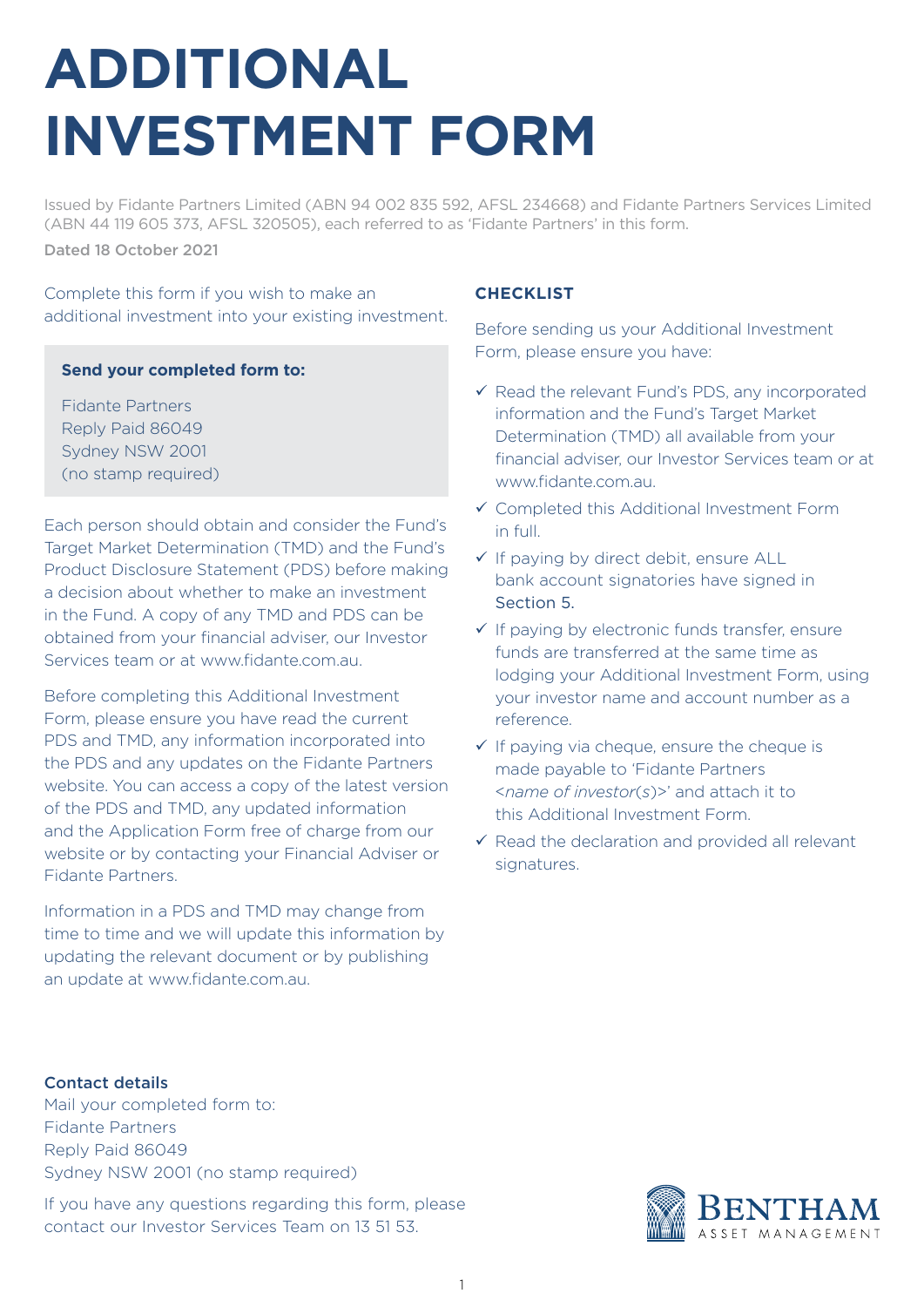# ADDITIONAL INVESTMENT FORM

Issued by Fidante Partners Limited (ABN 94 002 835 592, AFSL 234668) and Fidante Partners Services Limited (ABN 44 119 605 373, AFSL 320505), each referred to as 'Fidante Partners' in this form.

Dated 18 October 2021

Complete this form if you wish to make an additional investment into your existing investment.

**Send your completed form to:**

Fidante Partners
Reply Paid 86049
Sydney NSW 2001
(no stamp required)

Each person should obtain and consider the Fund's Target Market Determination (TMD) and the Fund's Product Disclosure Statement (PDS) before making a decision about whether to make an investment in the Fund. A copy of any TMD and PDS can be obtained from your financial adviser, our Investor Services team or at www.fidante.com.au.

Before completing this Additional Investment Form, please ensure you have read the current PDS and TMD, any information incorporated into the PDS and any updates on the Fidante Partners website. You can access a copy of the latest version of the PDS and TMD, any updated information and the Application Form free of charge from our website or by contacting your Financial Adviser or Fidante Partners.

Information in a PDS and TMD may change from time to time and we will update this information by updating the relevant document or by publishing an update at www.fidante.com.au.

## CHECKLIST

Before sending us your Additional Investment Form, please ensure you have:

- ✓ Read the relevant Fund's PDS, any incorporated information and the Fund's Target Market Determination (TMD) all available from your financial adviser, our Investor Services team or at www.fidante.com.au.
- ✓ Completed this Additional Investment Form in full.
- ✓ If paying by direct debit, ensure ALL bank account signatories have signed in Section 5.
- ✓ If paying by electronic funds transfer, ensure funds are transferred at the same time as lodging your Additional Investment Form, using your investor name and account number as a reference.
- ✓ If paying via cheque, ensure the cheque is made payable to 'Fidante Partners <*name of investor(s)*>' and attach it to this Additional Investment Form.
- ✓ Read the declaration and provided all relevant signatures.

**Contact details**

Mail your completed form to:
Fidante Partners
Reply Paid 86049
Sydney NSW 2001 (no stamp required)

If you have any questions regarding this form, please contact our Investor Services Team on 13 51 53.

BENTHAM ASSET MANAGEMENT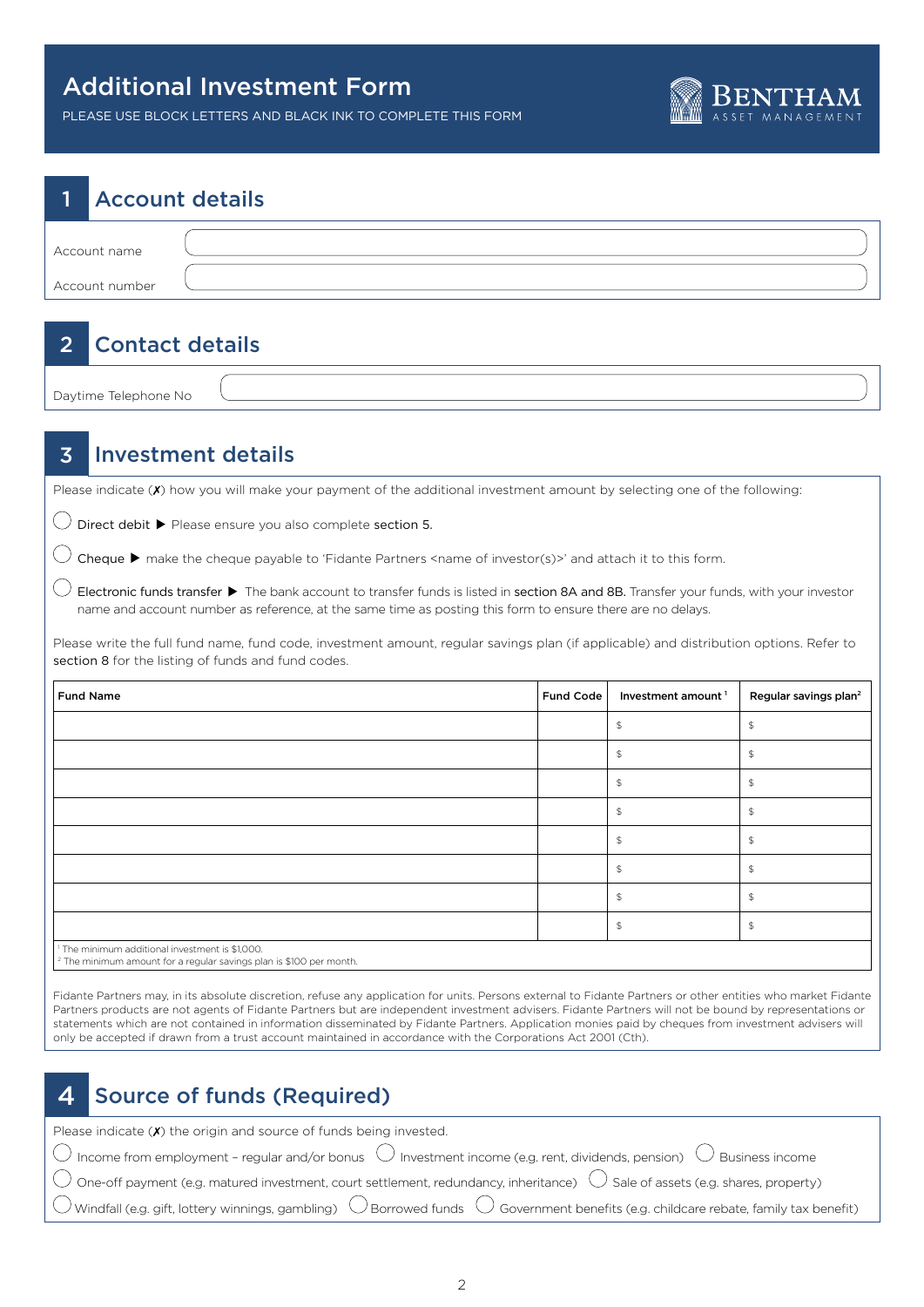# Additional Investment Form

PLEASE USE BLOCK LETTERS AND BLACK INK TO COMPLETE THIS FORM

BENTHAM ASSET MANAGEMENT

## 1 Account details

Account name

Account number

## 2 Contact details

Daytime Telephone No

## 3 Investment details

Please indicate (✗) how you will make your payment of the additional investment amount by selecting one of the following:

◯ Direct debit ▶ Please ensure you also complete **section 5.**

◯ Cheque ▶ make the cheque payable to 'Fidante Partners <name of investor(s)>' and attach it to this form.

◯ Electronic funds transfer ▶ The bank account to transfer funds is listed in **section 8A and 8B.** Transfer your funds, with your investor name and account number as reference, at the same time as posting this form to ensure there are no delays.

Please write the full fund name, fund code, investment amount, regular savings plan (if applicable) and distribution options. Refer to **section 8** for the listing of funds and fund codes.

| Fund Name | Fund Code | Investment amount [1] | Regular savings plan [2] |
|---|---|---|---|
| | | $ | $ |
| | | $ | $ |
| | | $ | $ |
| | | $ | $ |
| | | $ | $ |
| | | $ | $ |
| | | $ | $ |
| | | $ | $ |

[1] The minimum additional investment is $1,000.
[2] The minimum amount for a regular savings plan is $100 per month.

Fidante Partners may, in its absolute discretion, refuse any application for units. Persons external to Fidante Partners or other entities who market Fidante Partners products are not agents of Fidante Partners but are independent investment advisers. Fidante Partners will not be bound by representations or statements which are not contained in information disseminated by Fidante Partners. Application monies paid by cheques from investment advisers will only be accepted if drawn from a trust account maintained in accordance with the Corporations Act 2001 (Cth).

## 4 Source of funds (Required)

Please indicate (✗) the origin and source of funds being invested.

◯ Income from employment – regular and/or bonus ◯ Investment income (e.g. rent, dividends, pension) ◯ Business income

◯ One-off payment (e.g. matured investment, court settlement, redundancy, inheritance) ◯ Sale of assets (e.g. shares, property)

◯ Windfall (e.g. gift, lottery winnings, gambling) ◯ Borrowed funds ◯ Government benefits (e.g. childcare rebate, family tax benefit)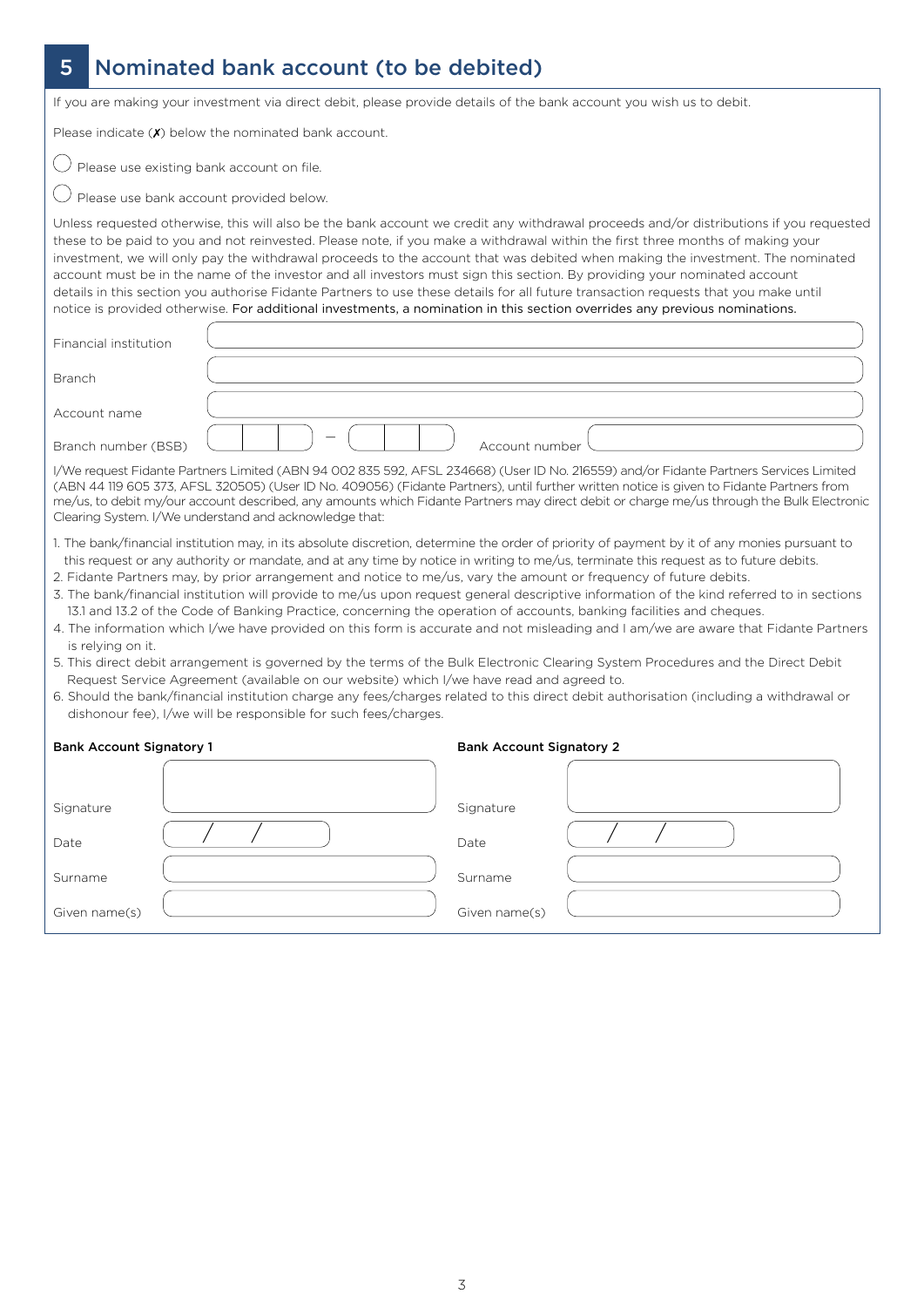## 5 Nominated bank account (to be debited)

If you are making your investment via direct debit, please provide details of the bank account you wish us to debit.

Please indicate (✗) below the nominated bank account.

◯ Please use existing bank account on file.

◯ Please use bank account provided below.

Unless requested otherwise, this will also be the bank account we credit any withdrawal proceeds and/or distributions if you requested these to be paid to you and not reinvested. Please note, if you make a withdrawal within the first three months of making your investment, we will only pay the withdrawal proceeds to the account that was debited when making the investment. The nominated account must be in the name of the investor and all investors must sign this section. By providing your nominated account details in this section you authorise Fidante Partners to use these details for all future transaction requests that you make until notice is provided otherwise. For additional investments, a nomination in this section overrides any previous nominations.

Financial institution

Branch

Account name

Branch number (BSB) – Account number

I/We request Fidante Partners Limited (ABN 94 002 835 592, AFSL 234668) (User ID No. 216559) and/or Fidante Partners Services Limited (ABN 44 119 605 373, AFSL 320505) (User ID No. 409056) (Fidante Partners), until further written notice is given to Fidante Partners from me/us, to debit my/our account described, any amounts which Fidante Partners may direct debit or charge me/us through the Bulk Electronic Clearing System. I/We understand and acknowledge that:

1. The bank/financial institution may, in its absolute discretion, determine the order of priority of payment by it of any monies pursuant to this request or any authority or mandate, and at any time by notice in writing to me/us, terminate this request as to future debits.
2. Fidante Partners may, by prior arrangement and notice to me/us, vary the amount or frequency of future debits.
3. The bank/financial institution will provide to me/us upon request general descriptive information of the kind referred to in sections 13.1 and 13.2 of the Code of Banking Practice, concerning the operation of accounts, banking facilities and cheques.
4. The information which I/we have provided on this form is accurate and not misleading and I am/we are aware that Fidante Partners is relying on it.
5. This direct debit arrangement is governed by the terms of the Bulk Electronic Clearing System Procedures and the Direct Debit Request Service Agreement (available on our website) which I/we have read and agreed to.
6. Should the bank/financial institution charge any fees/charges related to this direct debit authorisation (including a withdrawal or dishonour fee), I/we will be responsible for such fees/charges.

**Bank Account Signatory 1**

Signature

Date / /

Surname

Given name(s)

**Bank Account Signatory 2**

Signature

Date / /

Surname

Given name(s)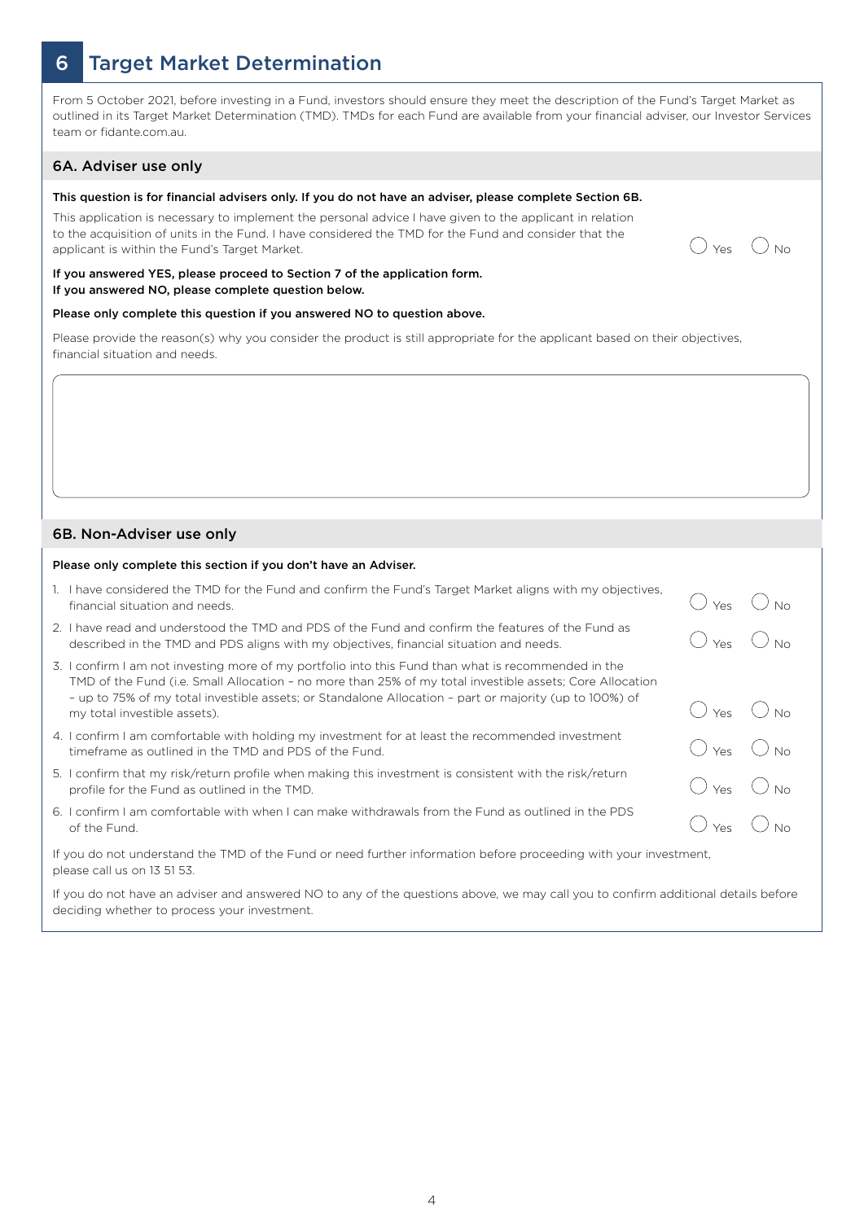## 6 Target Market Determination

From 5 October 2021, before investing in a Fund, investors should ensure they meet the description of the Fund's Target Market as outlined in its Target Market Determination (TMD). TMDs for each Fund are available from your financial adviser, our Investor Services team or fidante.com.au.

### 6A. Adviser use only

**This question is for financial advisers only. If you do not have an adviser, please complete Section 6B.**

This application is necessary to implement the personal advice I have given to the applicant in relation to the acquisition of units in the Fund. I have considered the TMD for the Fund and consider that the applicant is within the Fund's Target Market. ◯ Yes ◯ No

**If you answered YES, please proceed to Section 7 of the application form.**
**If you answered NO, please complete question below.**

**Please only complete this question if you answered NO to question above.**

Please provide the reason(s) why you consider the product is still appropriate for the applicant based on their objectives, financial situation and needs.

### 6B. Non-Adviser use only

**Please only complete this section if you don't have an Adviser.**

1. I have considered the TMD for the Fund and confirm the Fund's Target Market aligns with my objectives, financial situation and needs. ◯ Yes ◯ No
2. I have read and understood the TMD and PDS of the Fund and confirm the features of the Fund as described in the TMD and PDS aligns with my objectives, financial situation and needs. ◯ Yes ◯ No
3. I confirm I am not investing more of my portfolio into this Fund than what is recommended in the TMD of the Fund (i.e. Small Allocation – no more than 25% of my total investible assets; Core Allocation – up to 75% of my total investible assets; or Standalone Allocation – part or majority (up to 100%) of my total investible assets). ◯ Yes ◯ No
4. I confirm I am comfortable with holding my investment for at least the recommended investment timeframe as outlined in the TMD and PDS of the Fund. ◯ Yes ◯ No
5. I confirm that my risk/return profile when making this investment is consistent with the risk/return profile for the Fund as outlined in the TMD. ◯ Yes ◯ No
6. I confirm I am comfortable with when I can make withdrawals from the Fund as outlined in the PDS of the Fund. ◯ Yes ◯ No

If you do not understand the TMD of the Fund or need further information before proceeding with your investment, please call us on 13 51 53.

If you do not have an adviser and answered NO to any of the questions above, we may call you to confirm additional details before deciding whether to process your investment.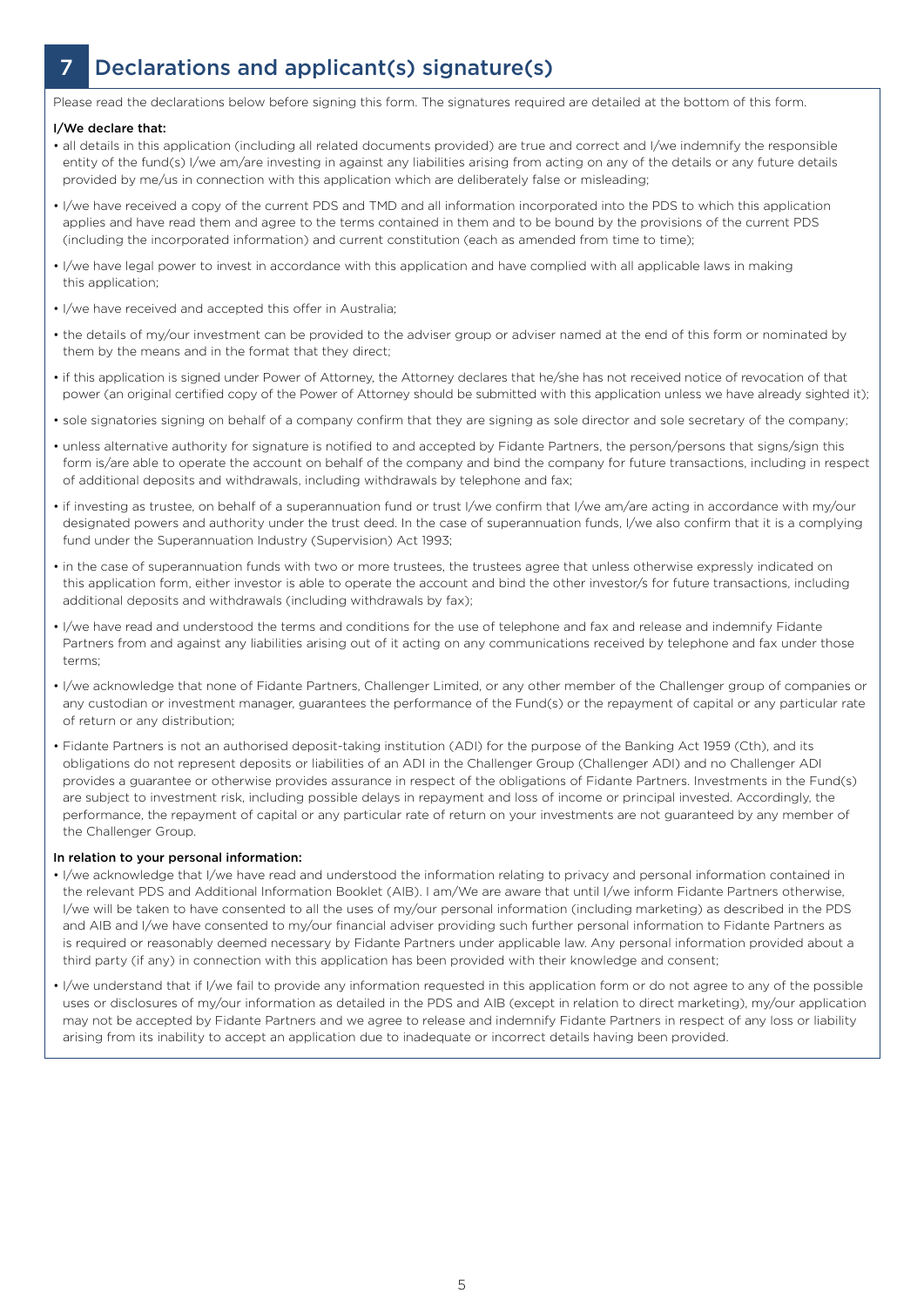## 7 Declarations and applicant(s) signature(s)

Please read the declarations below before signing this form. The signatures required are detailed at the bottom of this form.

**I/We declare that:**

- all details in this application (including all related documents provided) are true and correct and I/we indemnify the responsible entity of the fund(s) I/we am/are investing in against any liabilities arising from acting on any of the details or any future details provided by me/us in connection with this application which are deliberately false or misleading;
- I/we have received a copy of the current PDS and TMD and all information incorporated into the PDS to which this application applies and have read them and agree to the terms contained in them and to be bound by the provisions of the current PDS (including the incorporated information) and current constitution (each as amended from time to time);
- I/we have legal power to invest in accordance with this application and have complied with all applicable laws in making this application;
- I/we have received and accepted this offer in Australia;
- the details of my/our investment can be provided to the adviser group or adviser named at the end of this form or nominated by them by the means and in the format that they direct;
- if this application is signed under Power of Attorney, the Attorney declares that he/she has not received notice of revocation of that power (an original certified copy of the Power of Attorney should be submitted with this application unless we have already sighted it);
- sole signatories signing on behalf of a company confirm that they are signing as sole director and sole secretary of the company;
- unless alternative authority for signature is notified to and accepted by Fidante Partners, the person/persons that signs/sign this form is/are able to operate the account on behalf of the company and bind the company for future transactions, including in respect of additional deposits and withdrawals, including withdrawals by telephone and fax;
- if investing as trustee, on behalf of a superannuation fund or trust I/we confirm that I/we am/are acting in accordance with my/our designated powers and authority under the trust deed. In the case of superannuation funds, I/we also confirm that it is a complying fund under the Superannuation Industry (Supervision) Act 1993;
- in the case of superannuation funds with two or more trustees, the trustees agree that unless otherwise expressly indicated on this application form, either investor is able to operate the account and bind the other investor/s for future transactions, including additional deposits and withdrawals (including withdrawals by fax);
- I/we have read and understood the terms and conditions for the use of telephone and fax and release and indemnify Fidante Partners from and against any liabilities arising out of it acting on any communications received by telephone and fax under those terms;
- I/we acknowledge that none of Fidante Partners, Challenger Limited, or any other member of the Challenger group of companies or any custodian or investment manager, guarantees the performance of the Fund(s) or the repayment of capital or any particular rate of return or any distribution;
- Fidante Partners is not an authorised deposit-taking institution (ADI) for the purpose of the Banking Act 1959 (Cth), and its obligations do not represent deposits or liabilities of an ADI in the Challenger Group (Challenger ADI) and no Challenger ADI provides a guarantee or otherwise provides assurance in respect of the obligations of Fidante Partners. Investments in the Fund(s) are subject to investment risk, including possible delays in repayment and loss of income or principal invested. Accordingly, the performance, the repayment of capital or any particular rate of return on your investments are not guaranteed by any member of the Challenger Group.

**In relation to your personal information:**

- I/we acknowledge that I/we have read and understood the information relating to privacy and personal information contained in the relevant PDS and Additional Information Booklet (AIB). I am/We are aware that until I/we inform Fidante Partners otherwise, I/we will be taken to have consented to all the uses of my/our personal information (including marketing) as described in the PDS and AIB and I/we have consented to my/our financial adviser providing such further personal information to Fidante Partners as is required or reasonably deemed necessary by Fidante Partners under applicable law. Any personal information provided about a third party (if any) in connection with this application has been provided with their knowledge and consent;
- I/we understand that if I/we fail to provide any information requested in this application form or do not agree to any of the possible uses or disclosures of my/our information as detailed in the PDS and AIB (except in relation to direct marketing), my/our application may not be accepted by Fidante Partners and we agree to release and indemnify Fidante Partners in respect of any loss or liability arising from its inability to accept an application due to inadequate or incorrect details having been provided.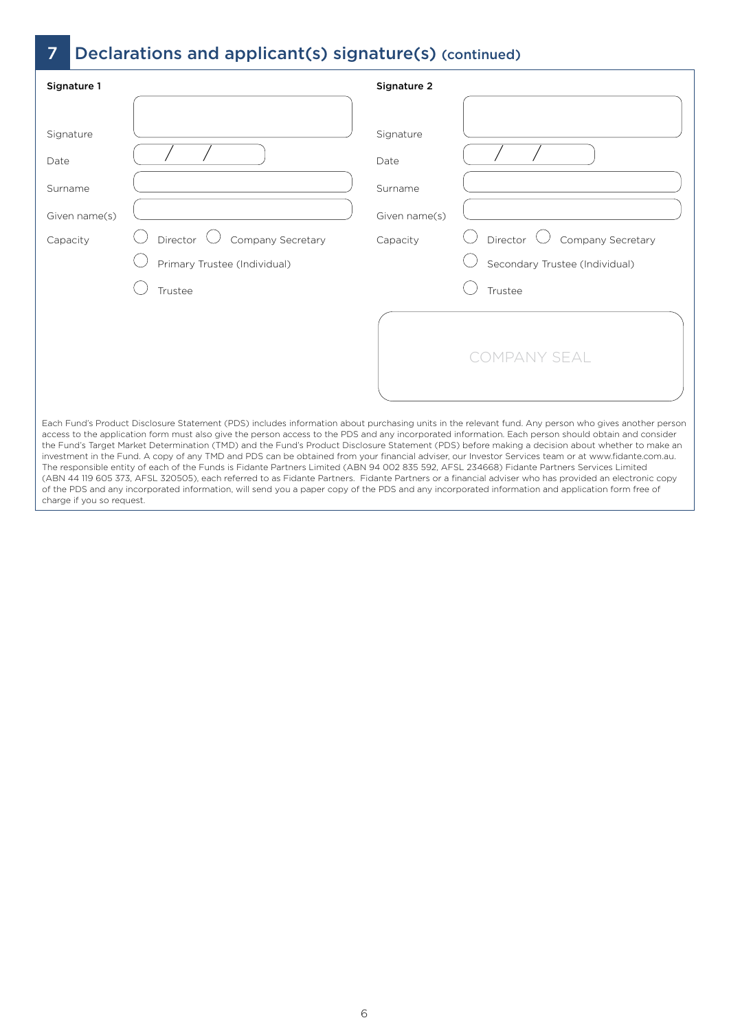## 7 Declarations and applicant(s) signature(s) (continued)

**Signature 1**

Signature

Date / /

Surname

Given name(s)

Capacity ◯ Director ◯ Company Secretary

◯ Primary Trustee (Individual)

◯ Trustee

**Signature 2**

Signature

Date / /

Surname

Given name(s)

Capacity ◯ Director ◯ Company Secretary

◯ Secondary Trustee (Individual)

◯ Trustee

COMPANY SEAL

Each Fund's Product Disclosure Statement (PDS) includes information about purchasing units in the relevant fund. Any person who gives another person access to the application form must also give the person access to the PDS and any incorporated information. Each person should obtain and consider the Fund's Target Market Determination (TMD) and the Fund's Product Disclosure Statement (PDS) before making a decision about whether to make an investment in the Fund. A copy of any TMD and PDS can be obtained from your financial adviser, our Investor Services team or at www.fidante.com.au. The responsible entity of each of the Funds is Fidante Partners Limited (ABN 94 002 835 592, AFSL 234668) Fidante Partners Services Limited (ABN 44 119 605 373, AFSL 320505), each referred to as Fidante Partners. Fidante Partners or a financial adviser who has provided an electronic copy of the PDS and any incorporated information, will send you a paper copy of the PDS and any incorporated information and application form free of charge if you so request.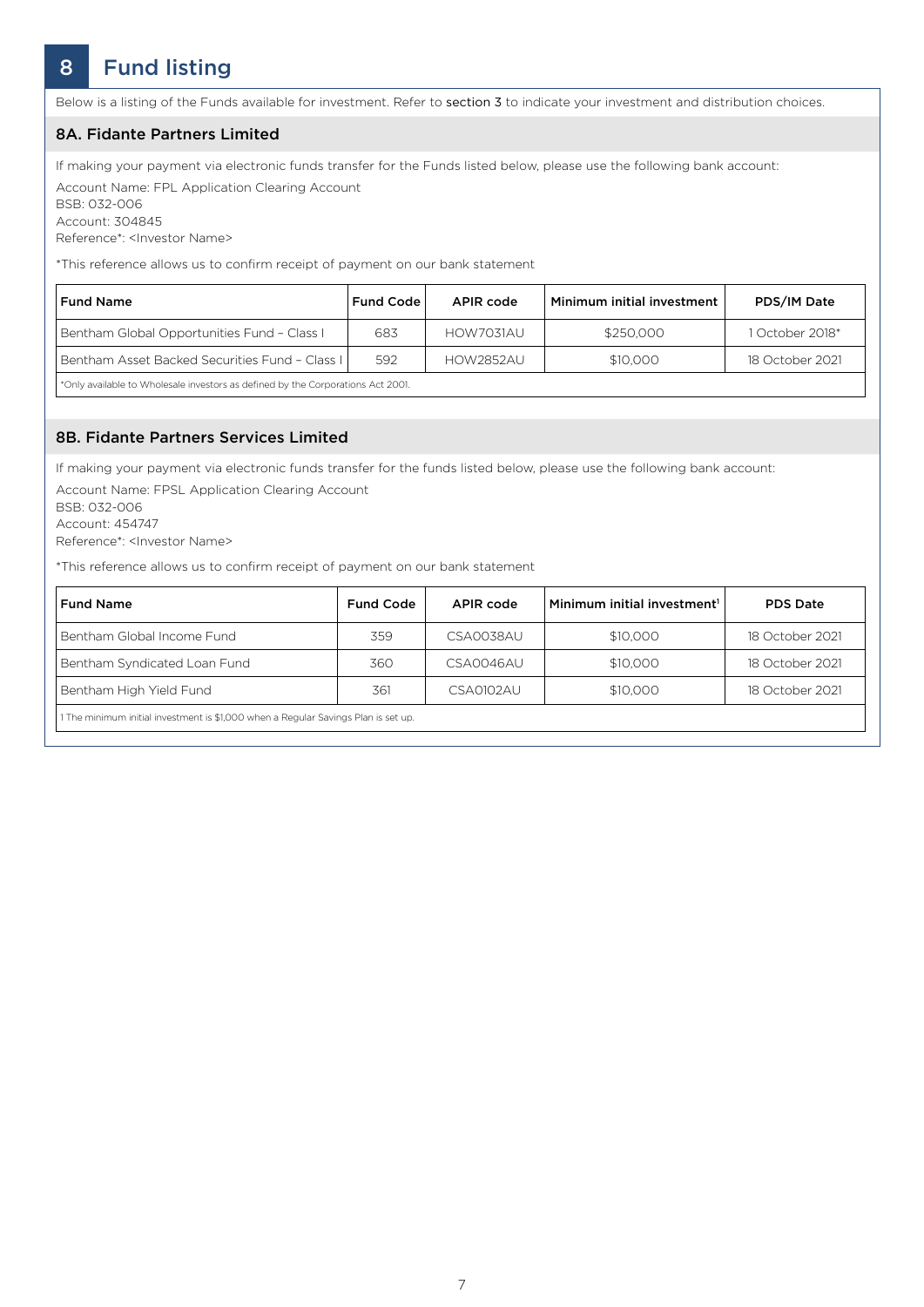# 8 Fund listing

Below is a listing of the Funds available for investment. Refer to section 3 to indicate your investment and distribution choices.

## 8A. Fidante Partners Limited

If making your payment via electronic funds transfer for the Funds listed below, please use the following bank account:

Account Name: FPL Application Clearing Account
BSB: 032-006
Account: 304845
Reference*: <Investor Name>

*This reference allows us to confirm receipt of payment on our bank statement

| Fund Name | Fund Code | APIR code | Minimum initial investment | PDS/IM Date |
|---|---|---|---|---|
| Bentham Global Opportunities Fund – Class I | 683 | HOW7031AU | $250,000 | 1 October 2018* |
| Bentham Asset Backed Securities Fund – Class I | 592 | HOW2852AU | $10,000 | 18 October 2021 |

*Only available to Wholesale investors as defined by the Corporations Act 2001.

## 8B. Fidante Partners Services Limited

If making your payment via electronic funds transfer for the funds listed below, please use the following bank account:

Account Name: FPSL Application Clearing Account
BSB: 032-006
Account: 454747
Reference*: <Investor Name>

*This reference allows us to confirm receipt of payment on our bank statement

| Fund Name | Fund Code | APIR code | Minimum initial investment[1] | PDS Date |
|---|---|---|---|---|
| Bentham Global Income Fund | 359 | CSA0038AU | $10,000 | 18 October 2021 |
| Bentham Syndicated Loan Fund | 360 | CSA0046AU | $10,000 | 18 October 2021 |
| Bentham High Yield Fund | 361 | CSA0102AU | $10,000 | 18 October 2021 |

1 The minimum initial investment is $1,000 when a Regular Savings Plan is set up.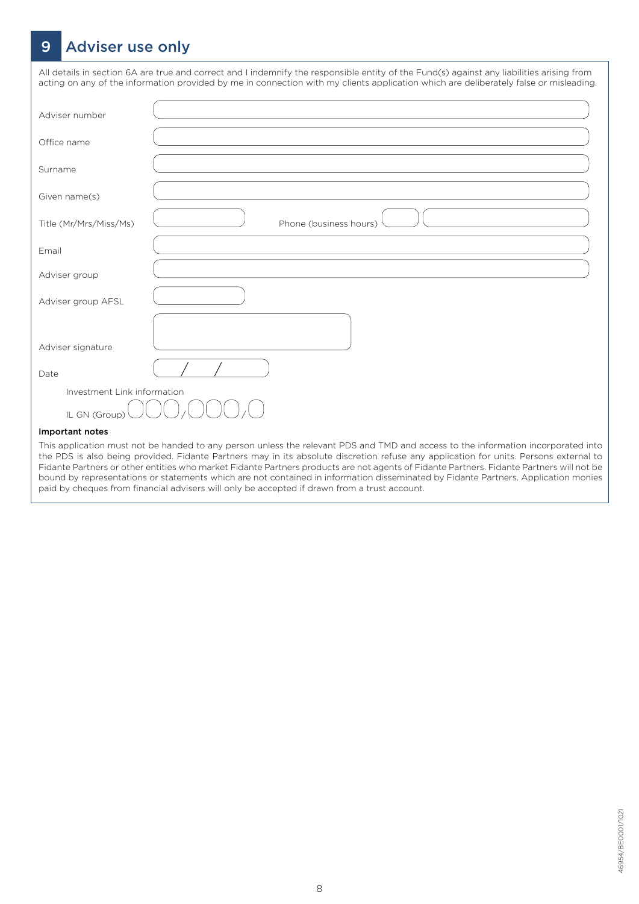## 9 Adviser use only

All details in section 6A are true and correct and I indemnify the responsible entity of the Fund(s) against any liabilities arising from acting on any of the information provided by me in connection with my clients application which are deliberately false or misleading.

Adviser number

Office name

Surname

Given name(s)

Title (Mr/Mrs/Miss/Ms) Phone (business hours)

Email

Adviser group

Adviser group AFSL

Adviser signature

Date / /

Investment Link information

IL GN (Group) / /

**Important notes**

This application must not be handed to any person unless the relevant PDS and TMD and access to the information incorporated into the PDS is also being provided. Fidante Partners may in its absolute discretion refuse any application for units. Persons external to Fidante Partners or other entities who market Fidante Partners products are not agents of Fidante Partners. Fidante Partners will not be bound by representations or statements which are not contained in information disseminated by Fidante Partners. Application monies paid by cheques from financial advisers will only be accepted if drawn from a trust account.

46954/BE0001/1021